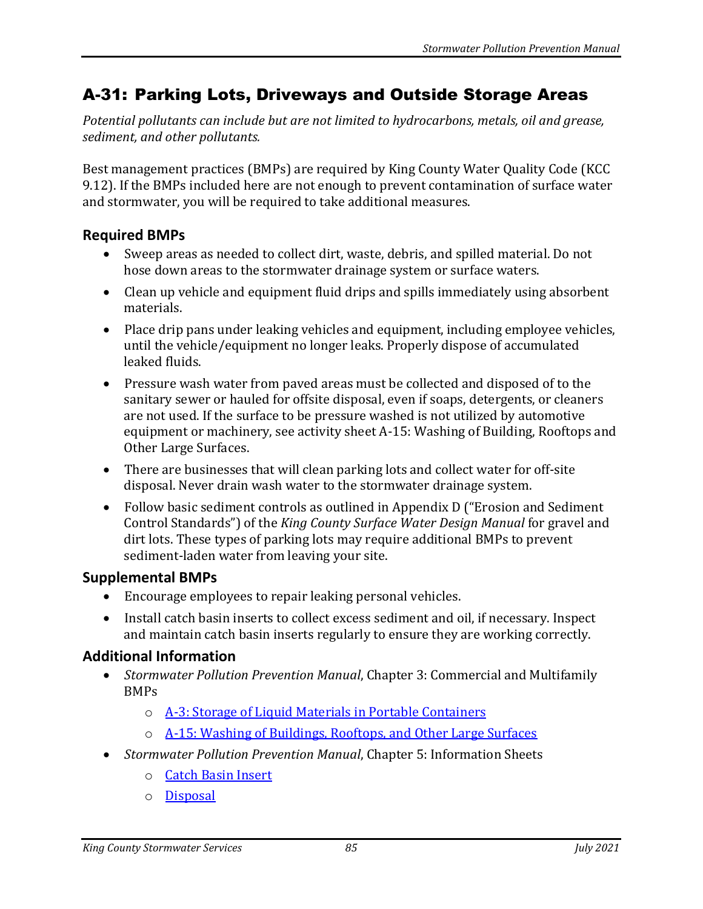# A-31: Parking Lots, Driveways and Outside Storage Areas

*Potential pollutants can include but are not limited to hydrocarbons, metals, oil and grease, sediment, and other pollutants.*

Best management practices (BMPs) are required by King County Water Quality Code (KCC 9.12). If the BMPs included here are not enough to prevent contamination of surface water and stormwater, you will be required to take additional measures.

## Required BMPs

- Sweep areas as needed to collect dirt, waste, debris, and spilled material. Do not hose down areas to the stormwater drainage system or surface waters.
- Clean up vehicle and equipment fluid drips and spills immediately using absorbent materials.
- Place drip pans under leaking vehicles and equipment, including employee vehicles, until the vehicle/equipment no longer leaks. Properly dispose of accumulated leaked fluids.
- Pressure wash water from paved areas must be collected and disposed of to the sanitary sewer or hauled for offsite disposal, even if soaps, detergents, or cleaners are not used. If the surface to be pressure washed is not utilized by automotive equipment or machinery, see activity sheet A-15: Washing of Building, Rooftops and Other Large Surfaces.
- There are businesses that will clean parking lots and collect water for off-site disposal. Never drain wash water to the stormwater drainage system.
- Follow basic sediment controls as outlined in Appendix D ("Erosion and Sediment Control Standards") of the *King County Surface Water Design Manual* for gravel and dirt lots. These types of parking lots may require additional BMPs to prevent sediment-laden water from leaving your site.

## Supplemental BMPs

- Encourage employees to repair leaking personal vehicles.
- Install catch basin inserts to collect excess sediment and oil, if necessary. Inspect and maintain catch basin inserts regularly to ensure they are working correctly.

## Additional Information

- *Stormwater Pollution Prevention Manual*, Chapter 3: Commercial and Multifamily BMPs
  - A-3: Storage of Liquid Materials in Portable Containers
  - A-15: Washing of Buildings, Rooftops, and Other Large Surfaces
- *Stormwater Pollution Prevention Manual*, Chapter 5: Information Sheets
  - Catch Basin Insert
  - Disposal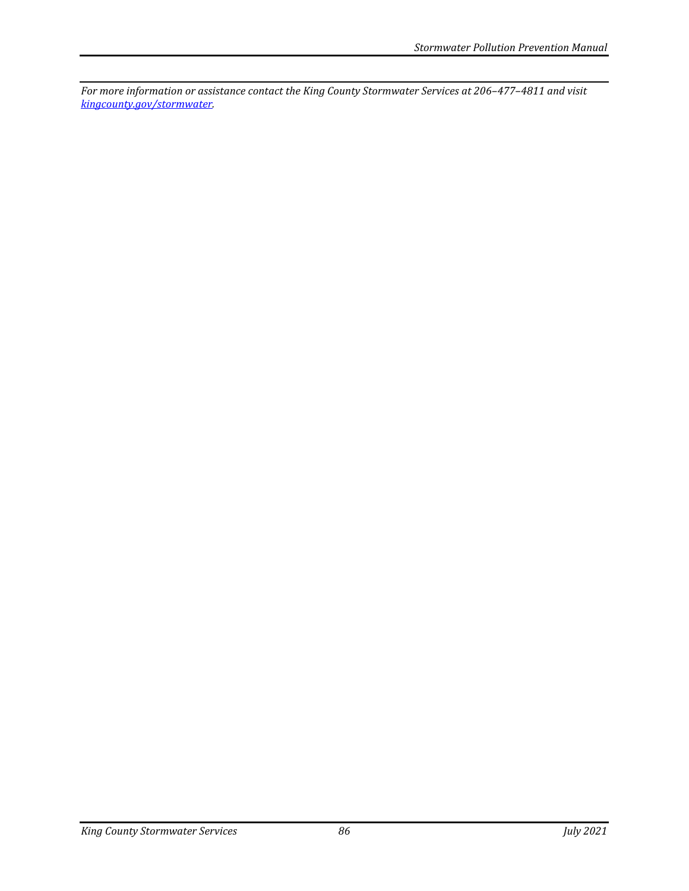*For more information or assistance contact the King County Stormwater Services at 206–477–4811 and visit [kingcounty.gov/stormwater](kingcounty.gov/stormwater).*